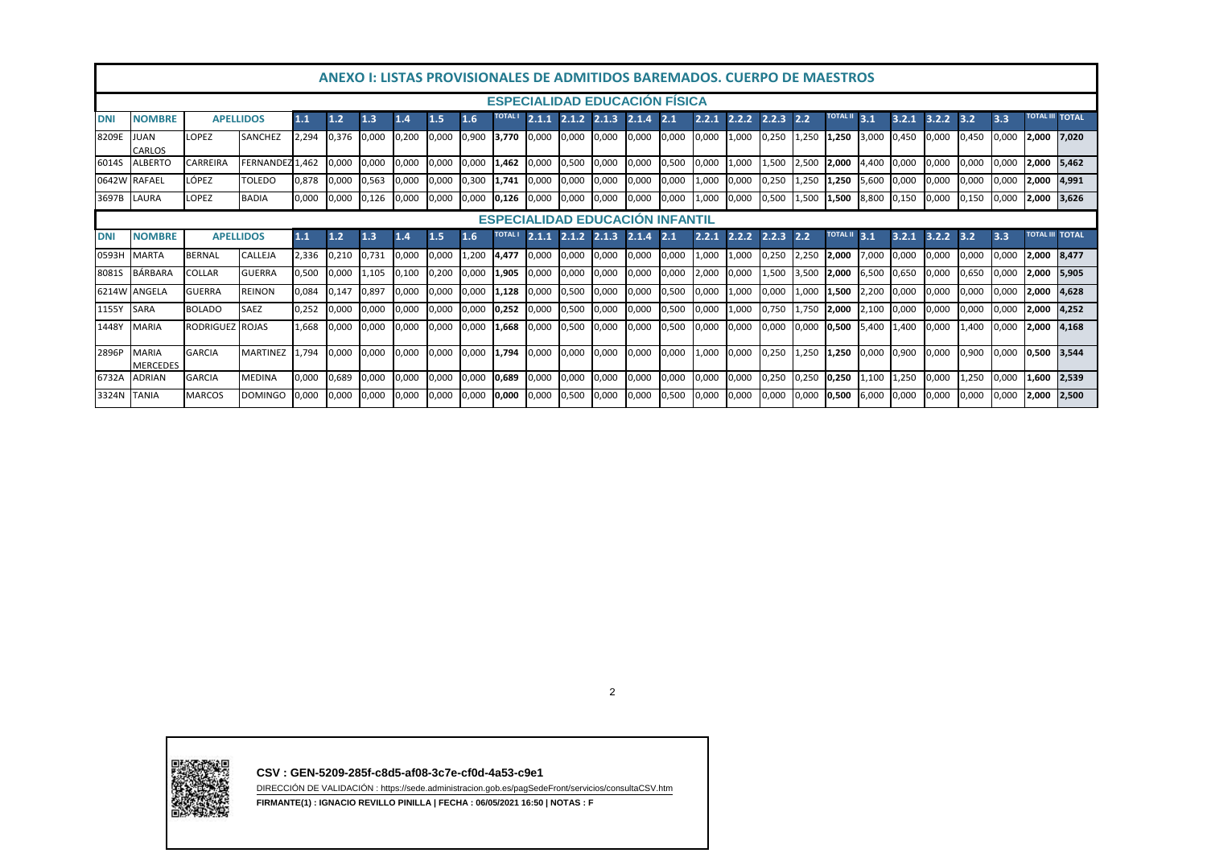# ANEXO I: LISTAS PROVISIONALES DE ADMITIDOS BAREMADOS. CUERPO DE MAESTROS

## ESPECIALIDAD EDUCACIÓN FÍSICA

| DNI | NOMBRE | APELLIDOS | | 1.1 | 1.2 | 1.3 | 1.4 | 1.5 | 1.6 | TOTAL I | 2.1.1 | 2.1.2 | 2.1.3 | 2.1.4 | 2.1 | 2.2.1 | 2.2.2 | 2.2.3 | 2.2 | TOTAL II | 3.1 | 3.2.1 | 3.2.2 | 3.2 | 3.3 | TOTAL III | TOTAL |
|---|---|---|---|---|---|---|---|---|---|---|---|---|---|---|---|---|---|---|---|---|---|---|---|---|---|---|---|
| 8209E | JUAN CARLOS | LOPEZ | SANCHEZ | 2,294 | 0,376 | 0,000 | 0,200 | 0,000 | 0,900 | **3,770** | 0,000 | 0,000 | 0,000 | 0,000 | 0,000 | 0,000 | 1,000 | 0,250 | 1,250 | **1,250** | 3,000 | 0,450 | 0,000 | 0,450 | 0,000 | **2,000** | **7,020** |
| 6014S | ALBERTO | CARREIRA | FERNANDEZ | 1,462 | 0,000 | 0,000 | 0,000 | 0,000 | 0,000 | **1,462** | 0,000 | 0,500 | 0,000 | 0,000 | 0,500 | 0,000 | 1,000 | 1,500 | 2,500 | **2,000** | 4,400 | 0,000 | 0,000 | 0,000 | 0,000 | **2,000** | **5,462** |
| 0642W | RAFAEL | LÓPEZ | TOLEDO | 0,878 | 0,000 | 0,563 | 0,000 | 0,000 | 0,300 | **1,741** | 0,000 | 0,000 | 0,000 | 0,000 | 0,000 | 1,000 | 0,000 | 0,250 | 1,250 | **1,250** | 5,600 | 0,000 | 0,000 | 0,000 | 0,000 | **2,000** | **4,991** |
| 3697B | LAURA | LOPEZ | BADIA | 0,000 | 0,000 | 0,126 | 0,000 | 0,000 | 0,000 | **0,126** | 0,000 | 0,000 | 0,000 | 0,000 | 0,000 | 1,000 | 0,000 | 0,500 | 1,500 | **1,500** | 8,800 | 0,150 | 0,000 | 0,150 | 0,000 | **2,000** | **3,626** |

## ESPECIALIDAD EDUCACIÓN INFANTIL

| DNI | NOMBRE | APELLIDOS | | 1.1 | 1.2 | 1.3 | 1.4 | 1.5 | 1.6 | TOTAL I | 2.1.1 | 2.1.2 | 2.1.3 | 2.1.4 | 2.1 | 2.2.1 | 2.2.2 | 2.2.3 | 2.2 | TOTAL II | 3.1 | 3.2.1 | 3.2.2 | 3.2 | 3.3 | TOTAL III | TOTAL |
|---|---|---|---|---|---|---|---|---|---|---|---|---|---|---|---|---|---|---|---|---|---|---|---|---|---|---|---|
| 0593H | MARTA | BERNAL | CALLEJA | 2,336 | 0,210 | 0,731 | 0,000 | 0,000 | 1,200 | **4,477** | 0,000 | 0,000 | 0,000 | 0,000 | 0,000 | 1,000 | 1,000 | 0,250 | 2,250 | **2,000** | 7,000 | 0,000 | 0,000 | 0,000 | 0,000 | **2,000** | **8,477** |
| 8081S | BÁRBARA | COLLAR | GUERRA | 0,500 | 0,000 | 1,105 | 0,100 | 0,200 | 0,000 | **1,905** | 0,000 | 0,000 | 0,000 | 0,000 | 0,000 | 2,000 | 0,000 | 1,500 | 3,500 | **2,000** | 6,500 | 0,650 | 0,000 | 0,650 | 0,000 | **2,000** | **5,905** |
| 6214W | ANGELA | GUERRA | REINON | 0,084 | 0,147 | 0,897 | 0,000 | 0,000 | 0,000 | **1,128** | 0,000 | 0,500 | 0,000 | 0,000 | 0,500 | 0,000 | 1,000 | 0,000 | 1,000 | **1,500** | 2,200 | 0,000 | 0,000 | 0,000 | 0,000 | **2,000** | **4,628** |
| 1155Y | SARA | BOLADO | SAEZ | 0,252 | 0,000 | 0,000 | 0,000 | 0,000 | 0,000 | **0,252** | 0,000 | 0,500 | 0,000 | 0,000 | 0,500 | 0,000 | 1,000 | 0,750 | 1,750 | **2,000** | 2,100 | 0,000 | 0,000 | 0,000 | 0,000 | **2,000** | **4,252** |
| 1448Y | MARIA | RODRIGUEZ | ROJAS | 1,668 | 0,000 | 0,000 | 0,000 | 0,000 | 0,000 | **1,668** | 0,000 | 0,500 | 0,000 | 0,000 | 0,500 | 0,000 | 0,000 | 0,000 | 0,000 | **0,500** | 5,400 | 1,400 | 0,000 | 1,400 | 0,000 | **2,000** | **4,168** |
| 2896P | MARIA MERCEDES | GARCIA | MARTINEZ | 1,794 | 0,000 | 0,000 | 0,000 | 0,000 | 0,000 | **1,794** | 0,000 | 0,000 | 0,000 | 0,000 | 0,000 | 1,000 | 0,000 | 0,250 | 1,250 | **1,250** | 0,000 | 0,900 | 0,000 | 0,900 | 0,000 | **0,500** | **3,544** |
| 6732A | ADRIAN | GARCIA | MEDINA | 0,000 | 0,689 | 0,000 | 0,000 | 0,000 | 0,000 | **0,689** | 0,000 | 0,000 | 0,000 | 0,000 | 0,000 | 0,000 | 0,000 | 0,250 | 0,250 | **0,250** | 1,100 | 1,250 | 0,000 | 1,250 | 0,000 | **1,600** | **2,539** |
| 3324N | TANIA | MARCOS | DOMINGO | 0,000 | 0,000 | 0,000 | 0,000 | 0,000 | 0,000 | **0,000** | 0,000 | 0,500 | 0,000 | 0,000 | 0,500 | 0,000 | 0,000 | 0,000 | 0,000 | **0,500** | 6,000 | 0,000 | 0,000 | 0,000 | 0,000 | **2,000** | **2,500** |

**CSV : GEN-5209-285f-c8d5-af08-3c7e-cf0d-4a53-c9e1**

DIRECCIÓN DE VALIDACIÓN : https://sede.administracion.gob.es/pagSedeFront/servicios/consultaCSV.htm

**FIRMANTE(1) : IGNACIO REVILLO PINILLA | FECHA : 06/05/2021 16:50 | NOTAS : F**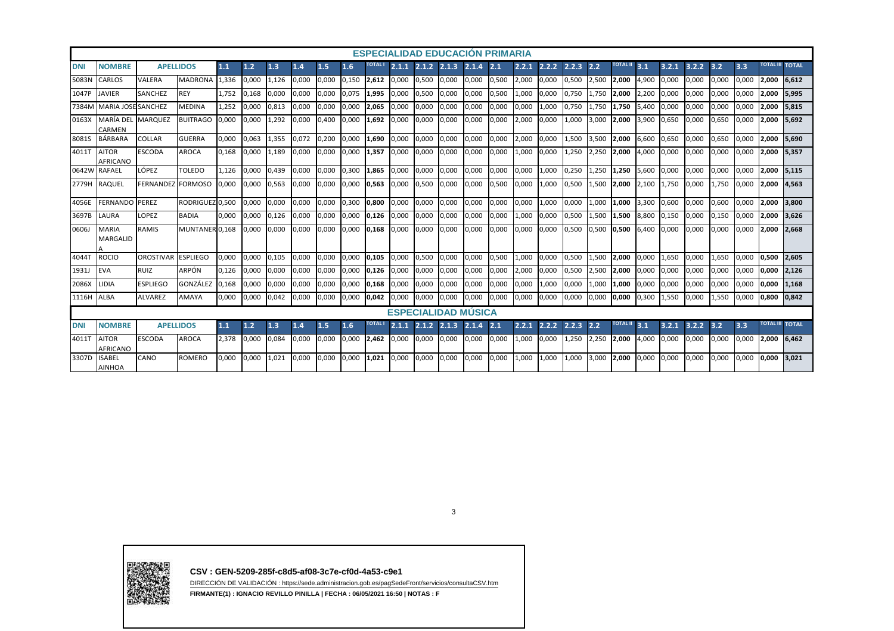## ESPECIALIDAD EDUCACIÓN PRIMARIA

| DNI | NOMBRE | APELLIDOS | | 1.1 | 1.2 | 1.3 | 1.4 | 1.5 | 1.6 | TOTAL I | 2.1.1 | 2.1.2 | 2.1.3 | 2.1.4 | 2.1 | 2.2.1 | 2.2.2 | 2.2.3 | 2.2 | TOTAL II | 3.1 | 3.2.1 | 3.2.2 | 3.2 | 3.3 | TOTAL III | TOTAL |
|---|---|---|---|---|---|---|---|---|---|---|---|---|---|---|---|---|---|---|---|---|---|---|---|---|---|---|---|
| 5083N | CARLOS | VALERA | MADRONA | 1,336 | 0,000 | 1,126 | 0,000 | 0,000 | 0,150 | **2,612** | 0,000 | 0,500 | 0,000 | 0,000 | 0,500 | 2,000 | 0,000 | 0,500 | 2,500 | **2,000** | 4,900 | 0,000 | 0,000 | 0,000 | 0,000 | **2,000** | **6,612** |
| 1047P | JAVIER | SANCHEZ | REY | 1,752 | 0,168 | 0,000 | 0,000 | 0,000 | 0,075 | **1,995** | 0,000 | 0,500 | 0,000 | 0,000 | 0,500 | 1,000 | 0,000 | 0,750 | 1,750 | **2,000** | 2,200 | 0,000 | 0,000 | 0,000 | 0,000 | **2,000** | **5,995** |
| 7384M | MARIA JOSE | SANCHEZ | MEDINA | 1,252 | 0,000 | 0,813 | 0,000 | 0,000 | 0,000 | **2,065** | 0,000 | 0,000 | 0,000 | 0,000 | 0,000 | 0,000 | 1,000 | 0,750 | 1,750 | **1,750** | 5,400 | 0,000 | 0,000 | 0,000 | 0,000 | **2,000** | **5,815** |
| 0163X | MARÍA DEL CARMEN | MARQUEZ | BUITRAGO | 0,000 | 0,000 | 1,292 | 0,000 | 0,400 | 0,000 | **1,692** | 0,000 | 0,000 | 0,000 | 0,000 | 0,000 | 2,000 | 0,000 | 1,000 | 3,000 | **2,000** | 3,900 | 0,650 | 0,000 | 0,650 | 0,000 | **2,000** | **5,692** |
| 8081S | BÁRBARA | COLLAR | GUERRA | 0,000 | 0,063 | 1,355 | 0,072 | 0,200 | 0,000 | **1,690** | 0,000 | 0,000 | 0,000 | 0,000 | 0,000 | 2,000 | 0,000 | 1,500 | 3,500 | **2,000** | 6,600 | 0,650 | 0,000 | 0,650 | 0,000 | **2,000** | **5,690** |
| 4011T | AITOR AFRICANO | ESCODA | AROCA | 0,168 | 0,000 | 1,189 | 0,000 | 0,000 | 0,000 | **1,357** | 0,000 | 0,000 | 0,000 | 0,000 | 0,000 | 1,000 | 0,000 | 1,250 | 2,250 | **2,000** | 4,000 | 0,000 | 0,000 | 0,000 | 0,000 | **2,000** | **5,357** |
| 0642W | RAFAEL | LÓPEZ | TOLEDO | 1,126 | 0,000 | 0,439 | 0,000 | 0,000 | 0,300 | **1,865** | 0,000 | 0,000 | 0,000 | 0,000 | 0,000 | 0,000 | 1,000 | 0,250 | 1,250 | **1,250** | 5,600 | 0,000 | 0,000 | 0,000 | 0,000 | **2,000** | **5,115** |
| 2779H | RAQUEL | FERNANDEZ | FORMOSO | 0,000 | 0,000 | 0,563 | 0,000 | 0,000 | 0,000 | **0,563** | 0,000 | 0,500 | 0,000 | 0,000 | 0,500 | 0,000 | 1,000 | 0,500 | 1,500 | **2,000** | 2,100 | 1,750 | 0,000 | 1,750 | 0,000 | **2,000** | **4,563** |
| 4056E | FERNANDO | PEREZ | RODRIGUEZ | 0,500 | 0,000 | 0,000 | 0,000 | 0,000 | 0,300 | **0,800** | 0,000 | 0,000 | 0,000 | 0,000 | 0,000 | 0,000 | 1,000 | 0,000 | 1,000 | **1,000** | 3,300 | 0,600 | 0,000 | 0,600 | 0,000 | **2,000** | **3,800** |
| 3697B | LAURA | LOPEZ | BADIA | 0,000 | 0,000 | 0,126 | 0,000 | 0,000 | 0,000 | **0,126** | 0,000 | 0,000 | 0,000 | 0,000 | 0,000 | 1,000 | 0,000 | 0,500 | 1,500 | **1,500** | 8,800 | 0,150 | 0,000 | 0,150 | 0,000 | **2,000** | **3,626** |
| 0606J | MARIA MARGALIDA | RAMIS | MUNTANER | 0,168 | 0,000 | 0,000 | 0,000 | 0,000 | 0,000 | **0,168** | 0,000 | 0,000 | 0,000 | 0,000 | 0,000 | 0,000 | 0,000 | 0,500 | 0,500 | **0,500** | 6,400 | 0,000 | 0,000 | 0,000 | 0,000 | **2,000** | **2,668** |
| 4044T | ROCIO | OROSTIVAR | ESPLIEGO | 0,000 | 0,000 | 0,105 | 0,000 | 0,000 | 0,000 | **0,105** | 0,000 | 0,500 | 0,000 | 0,000 | 0,500 | 1,000 | 0,000 | 0,500 | 1,500 | **2,000** | 0,000 | 1,650 | 0,000 | 1,650 | 0,000 | **0,500** | **2,605** |
| 1931J | EVA | RUIZ | ARPÓN | 0,126 | 0,000 | 0,000 | 0,000 | 0,000 | 0,000 | **0,126** | 0,000 | 0,000 | 0,000 | 0,000 | 0,000 | 2,000 | 0,000 | 0,500 | 2,500 | **2,000** | 0,000 | 0,000 | 0,000 | 0,000 | 0,000 | **0,000** | **2,126** |
| 2086X | LIDIA | ESPLIEGO | GONZÁLEZ | 0,168 | 0,000 | 0,000 | 0,000 | 0,000 | 0,000 | **0,168** | 0,000 | 0,000 | 0,000 | 0,000 | 0,000 | 0,000 | 1,000 | 0,000 | 1,000 | **1,000** | 0,000 | 0,000 | 0,000 | 0,000 | 0,000 | **0,000** | **1,168** |
| 1116H | ALBA | ALVAREZ | AMAYA | 0,000 | 0,000 | 0,042 | 0,000 | 0,000 | 0,000 | **0,042** | 0,000 | 0,000 | 0,000 | 0,000 | 0,000 | 0,000 | 0,000 | 0,000 | 0,000 | **0,000** | 0,300 | 1,550 | 0,000 | 1,550 | 0,000 | **0,800** | **0,842** |

## ESPECIALIDAD MÚSICA

| DNI | NOMBRE | APELLIDOS | | 1.1 | 1.2 | 1.3 | 1.4 | 1.5 | 1.6 | TOTAL I | 2.1.1 | 2.1.2 | 2.1.3 | 2.1.4 | 2.1 | 2.2.1 | 2.2.2 | 2.2.3 | 2.2 | TOTAL II | 3.1 | 3.2.1 | 3.2.2 | 3.2 | 3.3 | TOTAL III | TOTAL |
|---|---|---|---|---|---|---|---|---|---|---|---|---|---|---|---|---|---|---|---|---|---|---|---|---|---|---|---|
| 4011T | AITOR AFRICANO | ESCODA | AROCA | 2,378 | 0,000 | 0,084 | 0,000 | 0,000 | 0,000 | **2,462** | 0,000 | 0,000 | 0,000 | 0,000 | 0,000 | 1,000 | 0,000 | 1,250 | 2,250 | **2,000** | 4,000 | 0,000 | 0,000 | 0,000 | 0,000 | **2,000** | **6,462** |
| 3307D | ISABEL AINHOA | CANO | ROMERO | 0,000 | 0,000 | 1,021 | 0,000 | 0,000 | 0,000 | **1,021** | 0,000 | 0,000 | 0,000 | 0,000 | 0,000 | 1,000 | 1,000 | 1,000 | 3,000 | **2,000** | 0,000 | 0,000 | 0,000 | 0,000 | 0,000 | **0,000** | **3,021** |

**CSV : GEN-5209-285f-c8d5-af08-3c7e-cf0d-4a53-c9e1**

DIRECCIÓN DE VALIDACIÓN : https://sede.administracion.gob.es/pagSedeFront/servicios/consultaCSV.htm

**FIRMANTE(1) : IGNACIO REVILLO PINILLA | FECHA : 06/05/2021 16:50 | NOTAS : F**